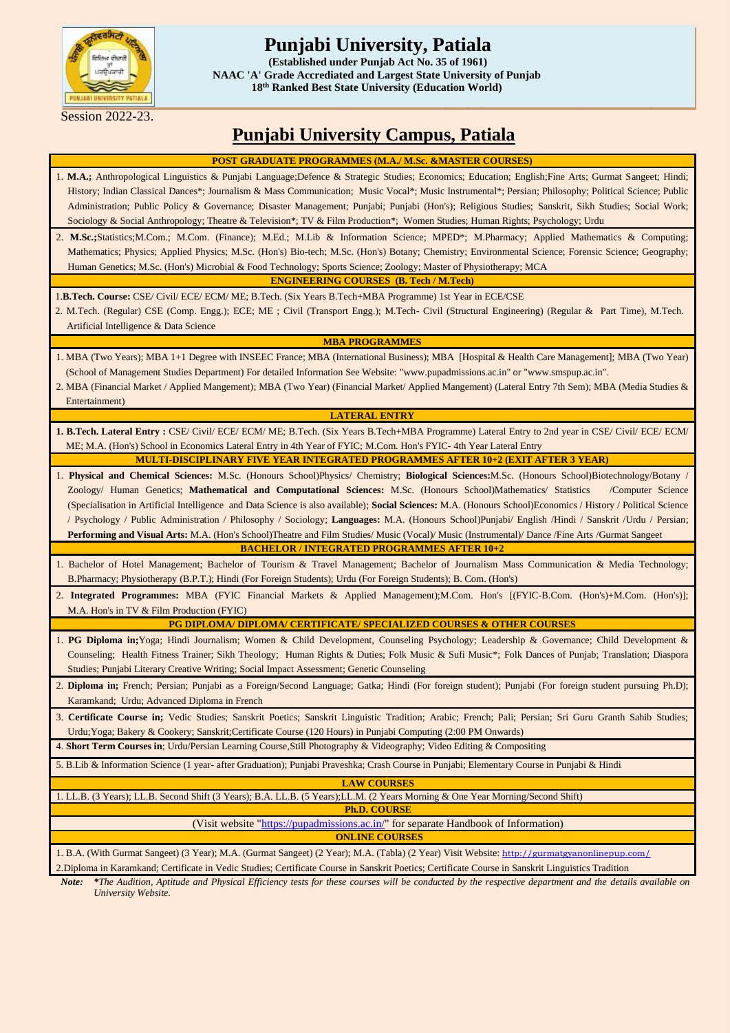# Punjabi University, Patiala

**(Established under Punjab Act No. 35 of 1961)**
**NAAC 'A' Grade Accrediated and Largest State University of Punjab**
**18th Ranked Best State University (Education World)**

Session 2022-23.

## Punjabi University Campus, Patiala

### POST GRADUATE PROGRAMMES (M.A./ M.Sc. &MASTER COURSES)

1. **M.A.;** Anthropological Linguistics & Punjabi Language;Defence & Strategic Studies; Economics; Education; English;Fine Arts; Gurmat Sangeet; Hindi; History; Indian Classical Dances*; Journalism & Mass Communication; Music Vocal*; Music Instrumental*; Persian; Philosophy; Political Science; Public Administration; Public Policy & Governance; Disaster Management; Punjabi; Punjabi (Hon's); Religious Studies; Sanskrit, Sikh Studies; Social Work; Sociology & Social Anthropology; Theatre & Television*; TV & Film Production*; Women Studies; Human Rights; Psychology; Urdu
2. **M.Sc.;**Statistics;M.Com.; M.Com. (Finance); M.Ed.; M.Lib & Information Science; MPED*; M.Pharmacy; Applied Mathematics & Computing; Mathematics; Physics; Applied Physics; M.Sc. (Hon's) Bio-tech; M.Sc. (Hon's) Botany; Chemistry; Environmental Science; Forensic Science; Geography; Human Genetics; M.Sc. (Hon's) Microbial & Food Technology; Sports Science; Zoology; Master of Physiotherapy; MCA

### ENGINEERING COURSES (B. Tech / M.Tech)

1. **B.Tech. Course:** CSE/ Civil/ ECE/ ECM/ ME; B.Tech. (Six Years B.Tech+MBA Programme) 1st Year in ECE/CSE
2. M.Tech. (Regular) CSE (Comp. Engg.); ECE; ME ; Civil (Transport Engg.); M.Tech- Civil (Structural Engineering) (Regular & Part Time), M.Tech. Artificial Intelligence & Data Science

### MBA PROGRAMMES

1. MBA (Two Years); MBA 1+1 Degree with INSEEC France; MBA (International Business); MBA [Hospital & Health Care Management]; MBA (Two Year) (School of Management Studies Department) For detailed Information See Website: "www.pupadmissions.ac.in" or "www.smspup.ac.in".
2. MBA (Financial Market / Applied Mangement); MBA (Two Year) (Financial Market/ Applied Mangement) (Lateral Entry 7th Sem); MBA (Media Studies & Entertainment)

### LATERAL ENTRY

1. **B.Tech. Lateral Entry :** CSE/ Civil/ ECE/ ECM/ ME; B.Tech. (Six Years B.Tech+MBA Programme) Lateral Entry to 2nd year in CSE/ Civil/ ECE/ ECM/ ME; M.A. (Hon's) School in Economics Lateral Entry in 4th Year of FYIC; M.Com. Hon's FYIC- 4th Year Lateral Entry

### MULTI-DISCIPLINARY FIVE YEAR INTEGRATED PROGRAMMES AFTER 10+2 (EXIT AFTER 3 YEAR)

1. **Physical and Chemical Sciences:** M.Sc. (Honours School)Physics/ Chemistry; **Biological Sciences:**M.Sc. (Honours School)Biotechnology/Botany / Zoology/ Human Genetics; **Mathematical and Computational Sciences:** M.Sc. (Honours School)Mathematics/ Statistics /Computer Science (Specialisation in Artificial Intelligence and Data Science is also available); **Social Sciences:** M.A. (Honours School)Economics / History / Political Science / Psychology / Public Administration / Philosophy / Sociology; **Languages:** M.A. (Honours School)Punjabi/ English /Hindi / Sanskrit /Urdu / Persian; **Performing and Visual Arts:** M.A. (Hon's School)Theatre and Film Studies/ Music (Vocal)/ Music (Instrumental)/ Dance /Fine Arts /Gurmat Sangeet

### BACHELOR / INTEGRATED PROGRAMMES AFTER 10+2

1. Bachelor of Hotel Management; Bachelor of Tourism & Travel Management; Bachelor of Journalism Mass Communication & Media Technology; B.Pharmacy; Physiotherapy (B.P.T.); Hindi (For Foreign Students); Urdu (For Foreign Students); B. Com. (Hon's)
2. **Integrated Programmes:** MBA (FYIC Financial Markets & Applied Management);M.Com. Hon's [(FYIC-B.Com. (Hon's)+M.Com. (Hon's)]; M.A. Hon's in TV & Film Production (FYIC)

### PG DIPLOMA/ DIPLOMA/ CERTIFICATE/ SPECIALIZED COURSES & OTHER COURSES

1. **PG Diploma in;**Yoga; Hindi Journalism; Women & Child Development, Counseling Psychology; Leadership & Governance; Child Development & Counseling; Health Fitness Trainer; Sikh Theology; Human Rights & Duties; Folk Music & Sufi Music*; Folk Dances of Punjab; Translation; Diaspora Studies; Punjabi Literary Creative Writing; Social Impact Assessment; Genetic Counseling
2. **Diploma in;** French; Persian; Punjabi as a Foreign/Second Language; Gatka; Hindi (For foreign student); Punjabi (For foreign student pursuing Ph.D); Karamkand; Urdu; Advanced Diploma in French
3. **Certificate Course in;** Vedic Studies; Sanskrit Poetics; Sanskrit Linguistic Tradition; Arabic; French; Pali; Persian; Sri Guru Granth Sahib Studies; Urdu;Yoga; Bakery & Cookery; Sanskrit;Certificate Course (120 Hours) in Punjabi Computing (2:00 PM Onwards)
4. **Short Term Courses in**; Urdu/Persian Learning Course,Still Photography & Videography; Video Editing & Compositing
5. B.Lib & Information Science (1 year- after Graduation); Punjabi Praveshka; Crash Course in Punjabi; Elementary Course in Punjabi & Hindi

### LAW COURSES

1. LL.B. (3 Years); LL.B. Second Shift (3 Years); B.A. LL.B. (5 Years);LL.M. (2 Years Morning & One Year Morning/Second Shift)

### Ph.D. COURSE

(Visit website "https://pupadmissions.ac.in/" for separate Handbook of Information)

### ONLINE COURSES

1. B.A. (With Gurmat Sangeet) (3 Year); M.A. (Gurmat Sangeet) (2 Year); M.A. (Tabla) (2 Year) Visit Website: http://gurmatgyanonlinepup.com/
2. Diploma in Karamkand; Certificate in Vedic Studies; Certificate Course in Sanskrit Poetics; Certificate Course in Sanskrit Linguistics Tradition

*Note: *The Audition, Aptitude and Physical Efficiency tests for these courses will be conducted by the respective department and the details available on University Website.*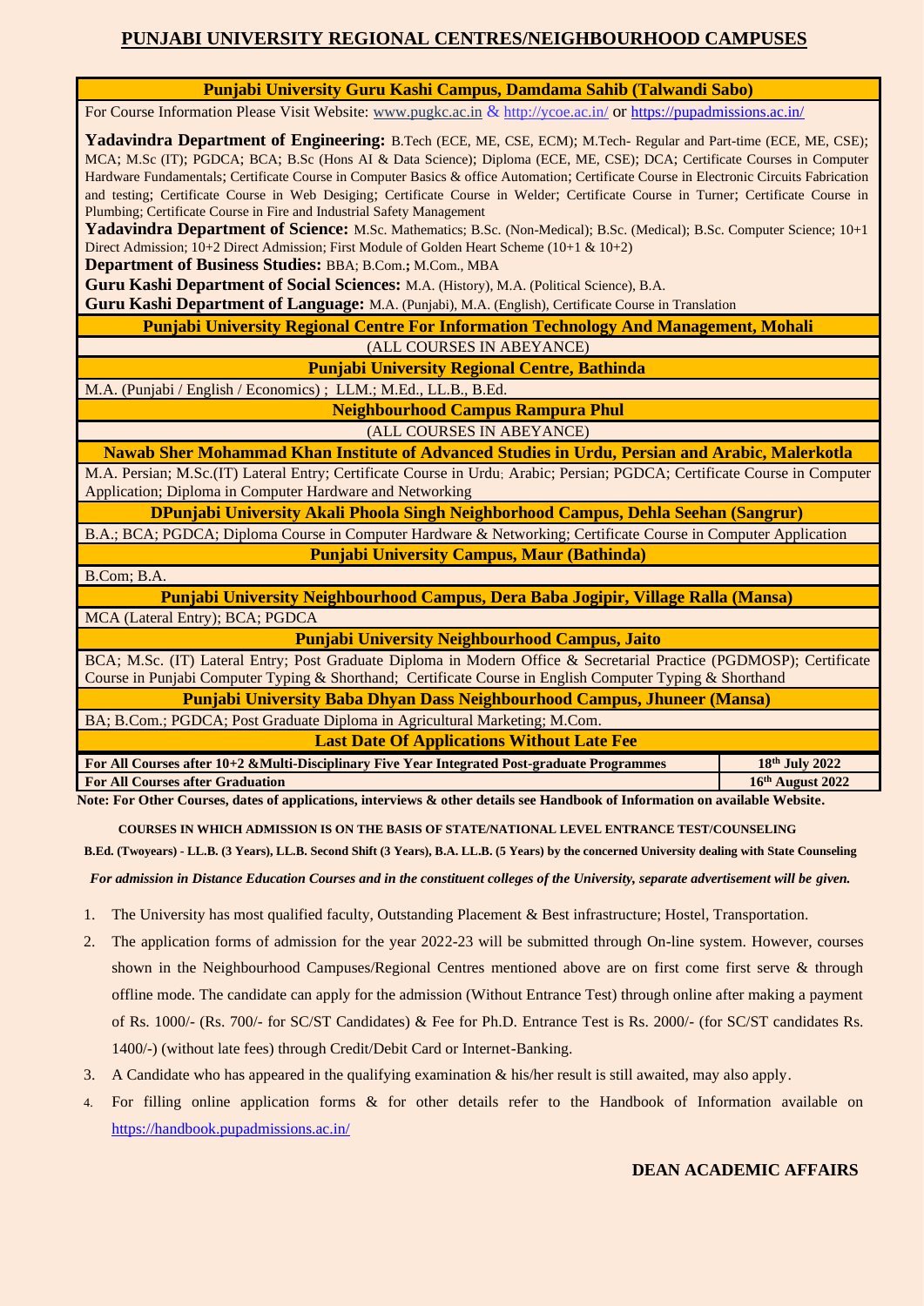# PUNJABI UNIVERSITY REGIONAL CENTRES/NEIGHBOURHOOD CAMPUSES

### Punjabi University Guru Kashi Campus, Damdama Sahib (Talwandi Sabo)

For Course Information Please Visit Website: www.pugkc.ac.in & http://ycoe.ac.in/ or https://pupadmissions.ac.in/

**Yadavindra Department of Engineering:** B.Tech (ECE, ME, CSE, ECM); M.Tech- Regular and Part-time (ECE, ME, CSE); MCA; M.Sc (IT); PGDCA; BCA; B.Sc (Hons AI & Data Science); Diploma (ECE, ME, CSE); DCA; Certificate Courses in Computer Hardware Fundamentals; Certificate Course in Computer Basics & office Automation; Certificate Course in Electronic Circuits Fabrication and testing; Certificate Course in Web Desiging; Certificate Course in Welder; Certificate Course in Turner; Certificate Course in Plumbing; Certificate Course in Fire and Industrial Safety Management

**Yadavindra Department of Science:** M.Sc. Mathematics; B.Sc. (Non-Medical); B.Sc. (Medical); B.Sc. Computer Science; 10+1 Direct Admission; 10+2 Direct Admission; First Module of Golden Heart Scheme (10+1 & 10+2)

**Department of Business Studies:** BBA; B.Com.**;** M.Com., MBA

**Guru Kashi Department of Social Sciences:** M.A. (History), M.A. (Political Science), B.A.

**Guru Kashi Department of Language:** M.A. (Punjabi), M.A. (English), Certificate Course in Translation

### Punjabi University Regional Centre For Information Technology And Management, Mohali

(ALL COURSES IN ABEYANCE)

### Punjabi University Regional Centre, Bathinda

M.A. (Punjabi / English / Economics) ; LLM.; M.Ed., LL.B., B.Ed.

### Neighbourhood Campus Rampura Phul

(ALL COURSES IN ABEYANCE)

### Nawab Sher Mohammad Khan Institute of Advanced Studies in Urdu, Persian and Arabic, Malerkotla

M.A. Persian; M.Sc.(IT) Lateral Entry; Certificate Course in Urdu; Arabic; Persian; PGDCA; Certificate Course in Computer Application; Diploma in Computer Hardware and Networking

### DPunjabi University Akali Phoola Singh Neighborhood Campus, Dehla Seehan (Sangrur)

B.A.; BCA; PGDCA; Diploma Course in Computer Hardware & Networking; Certificate Course in Computer Application

### Punjabi University Campus, Maur (Bathinda)

B.Com; B.A.

### Punjabi University Neighbourhood Campus, Dera Baba Jogipir, Village Ralla (Mansa)

MCA (Lateral Entry); BCA; PGDCA

### Punjabi University Neighbourhood Campus, Jaito

BCA; M.Sc. (IT) Lateral Entry; Post Graduate Diploma in Modern Office & Secretarial Practice (PGDMOSP); Certificate Course in Punjabi Computer Typing & Shorthand; Certificate Course in English Computer Typing & Shorthand

### Punjabi University Baba Dhyan Dass Neighbourhood Campus, Jhuneer (Mansa)

BA; B.Com.; PGDCA; Post Graduate Diploma in Agricultural Marketing; M.Com.

### Last Date Of Applications Without Late Fee

| Courses | Last Date |
|---|---|
| **For All Courses after 10+2 &Multi-Disciplinary Five Year Integrated Post-graduate Programmes** | **18th July 2022** |
| **For All Courses after Graduation** | **16th August 2022** |

**Note: For Other Courses, dates of applications, interviews & other details see Handbook of Information on available Website.**

**COURSES IN WHICH ADMISSION IS ON THE BASIS OF STATE/NATIONAL LEVEL ENTRANCE TEST/COUNSELING**

**B.Ed. (Twoyears) - LL.B. (3 Years), LL.B. Second Shift (3 Years), B.A. LL.B. (5 Years) by the concerned University dealing with State Counseling**

***For admission in Distance Education Courses and in the constituent colleges of the University, separate advertisement will be given.***

1. The University has most qualified faculty, Outstanding Placement & Best infrastructure; Hostel, Transportation.
2. The application forms of admission for the year 2022-23 will be submitted through On-line system. However, courses shown in the Neighbourhood Campuses/Regional Centres mentioned above are on first come first serve & through offline mode. The candidate can apply for the admission (Without Entrance Test) through online after making a payment of Rs. 1000/- (Rs. 700/- for SC/ST Candidates) & Fee for Ph.D. Entrance Test is Rs. 2000/- (for SC/ST candidates Rs. 1400/-) (without late fees) through Credit/Debit Card or Internet-Banking.
3. A Candidate who has appeared in the qualifying examination & his/her result is still awaited, may also apply.
4. For filling online application forms & for other details refer to the Handbook of Information available on https://handbook.pupadmissions.ac.in/

**DEAN ACADEMIC AFFAIRS**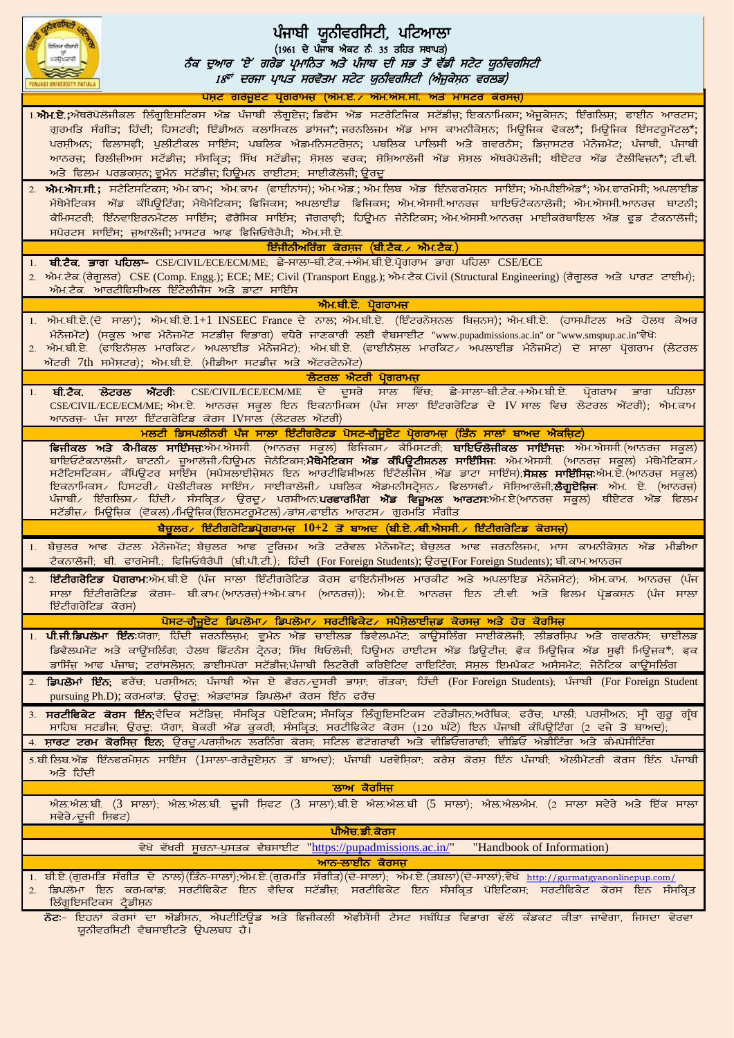# ਪੰਜਾਬੀ ਯੂਨੀਵਰਸਿਟੀ, ਪਟਿਆਲਾ

(1961 ਦੇ ਪੰਜਾਬ ਐਕਟ ਨੰ: 35 ਤਹਿਤ ਸਥਾਪਤ)

*ਨੈਕ ਦੁਆਰਾ 'ਏ' ਗਰੇਡ ਪ੍ਰਮਾਣਿਤ ਅਤੇ ਪੰਜਾਬ ਦੀ ਸਭ ਤੋਂ ਵੱਡੀ ਸਟੇਟ ਯੂਨੀਵਰਸਿਟੀ*

*18ਵਾਂ ਦਰਜਾ ਪ੍ਰਾਪਤ ਸਰਵੋਤਮ ਸਟੇਟ ਯੂਨੀਵਰਸਿਟੀ (ਐਜੂਕੇਸ਼ਨ ਵਰਲਡ)*

## ਪੋਸਟ ਗਰੈਜੂਏਟ ਪ੍ਰੋਗਰਾਮਜ਼ (ਐਮ.ਏ./ ਐਮ.ਐਸ.ਸੀ. ਅਤੇ ਮਾਸਟਰ ਕਰਸਜ਼)

1. **ਐਮ.ਏ.:** ਐਂਥਰੋਪੋਲੋਜੀਕਲ ਲਿੰਗੁਇਸਟਿਕਸ ਐਂਡ ਪੰਜਾਬੀ ਲੈਂਗੁਏਜ਼; ਡਿਫੈਂਸ ਐਂਡ ਸਟਰੇਟੇਜਿਕ ਸਟੱਡੀਜ਼; ਇਕਨਾਮਿਕਸ; ਐਜੂਕੇਸ਼ਨ; ਇੰਗਲਿਸ਼; ਫਾਈਨ ਆਰਟਸ; ਗੁਰਮਤਿ ਸੰਗੀਤ; ਹਿੰਦੀ; ਹਿਸਟਰੀ; ਇੰਡੀਅਨ ਕਲਾਸਿਕਲ ਡਾਂਸਜ਼*; ਜਰਨਲਿਜ਼ਮ ਐਂਡ ਮਾਸ ਕਾਮਨੀਕੇਸ਼ਨ; ਮਿਊਜ਼ਿਕ ਵੋਕਲ*; ਮਿਊਜ਼ਿਕ ਇੰਸਟਰੂਮੈਂਟਲ*; ਪਰਸ਼ੀਅਨ; ਫਿਲਾਸਫੀ; ਪੁਲੀਟੀਕਲ ਸਾਇੰਸ; ਪਬਲਿਕ ਐਡਮਨਿਸਟਰੇਸ਼ਨ; ਪਬਲਿਕ ਪਾਲਿਸੀ ਅਤੇ ਗਵਰਨੈਂਸ; ਡਿਜ਼ਾਸਟਰ ਮੈਨੇਜਮੈਂਟ; ਪੰਜਾਬੀ, ਪੰਜਾਬੀ ਆਨਰਜ਼; ਰਿਲੀਜੀਅਸ ਸਟੱਡੀਜ਼; ਸੰਸਕ੍ਰਿਤ; ਸਿੱਖ ਸਟੱਡੀਜ਼; ਸੋਸ਼ਲ ਵਰਕ; ਸੋਸ਼ਿਆਲੋਜੀ ਐਂਡ ਸੋਸ਼ਲ ਐਂਥਰੋਪੋਲੋਜੀ; ਥੀਏਟਰ ਐਂਡ ਟੈਲੀਵਿਜ਼ਨ*; ਟੀ.ਵੀ. ਅਤੇ ਫਿਲਮ ਪਰਡਕਸ਼ਨ; ਵੂਮੇਨ ਸਟੱਡੀਜ਼; ਹਿਊਮਨ ਰਾਈਟਸ; ਸਾਈਕੋਲੋਜੀ; ਉਰਦੂ
2. **ਐਮ.ਐਸ.ਸੀ.;** ਸਟੈਟਿਸਟਿਕਸ; ਐਮ.ਕਾਮ; ਐਮ.ਕਾਮ (ਫਾਈਨਾਂਸ); ਐਮ.ਐਡ.; ਐਮ.ਲਿਬ ਐਂਡ ਇੰਨਫਰਮੇਸ਼ਨ ਸਾਇੰਸ; ਐਮਪੀਈਐਡ*; ਐਮ.ਫਾਰਮੇਸੀ; ਅਪਲਾਈਡ ਮੈਥੇਮੈਟਿਕਸ ਐਂਡ ਕੰਪਿਊਟਿੰਗ; ਮੈਥੇਮੈਟਿਕਸ; ਫਿਜਿਕਸ; ਅਪਲਾਈਡ ਫਿਜਿਕਸ; ਐਮ.ਐਸਸੀ.ਆਨਰਜ਼ ਬਾਇਓਟੈਕਨਾਲੋਜੀ; ਐਮ.ਐਸਸੀ.ਆਨਰਜ਼ ਬਾਟਨੀ; ਕੈਮਿਸਟਰੀ; ਇੰਨਵਾਇਰਨਮੈਂਟਲ ਸਾਇੰਸ; ਫੌਰੈਂਸਿਕ ਸਾਇੰਸ; ਜੋਗਰਾਫੀ; ਹਿਊਮਨ ਜੈਨੇਟਿਕਸ; ਐਮ.ਐਸਸੀ.ਆਨਰਜ਼ ਮਾਈਕਰੋਬਾਇਲ ਐਂਡ ਫੂਡ ਟੈਕਨਾਲੋਜੀ; ਸਪੋਰਟਸ ਸਾਇੰਸ; ਜ਼ੁਆਲੋਜੀ; ਮਾਸਟਰ ਆਫ ਫਿਜਿਓਥੈਰੇਪੀ; ਐਮ.ਸੀ.ਏ.

## ਇੰਜੀਨੀਅਰਿੰਗ ਕੋਰਸਜ਼ (ਬੀ.ਟੈਕ./ ਐਮ.ਟੈਕ.)

1. **ਬੀ.ਟੈਕ. ਭਾਗ ਪਹਿਲਾ–** CSE/CIVIL/ECE/ECM/ME; ਛੇ-ਸਾਲਾ-ਬੀ.ਟੈਕ.+ਐਮ.ਬੀ.ਏ.ਪ੍ਰੋਗਰਾਮ ਭਾਗ ਪਹਿਲਾ CSE/ECE
2. ਐਮ.ਟੈਕ.(ਰੈਗੂਲਰ) CSE (Comp. Engg.); ECE; ME; Civil (Transport Engg.); ਐਮ.ਟੈਕ.Civil (Structural Engineering) (ਰੈਗੂਲਰ ਅਤੇ ਪਾਰਟ ਟਾਈਮ); ਐਮ.ਟੈਕ. ਆਰਟੀਫਿਸ਼ੀਅਲ ਇੰਟੈਲੀਜੈਂਸ ਅਤੇ ਡਾਟਾ ਸਾਇੰਸ

## ਐਮ.ਬੀ.ਏ. ਪ੍ਰੋਗਰਾਮਜ਼

1. ਐਮ.ਬੀ.ਏ.(ਦੋ ਸਾਲਾ); ਐਮ.ਬੀ.ਏ.1+1 INSEEC France ਦੇ ਨਾਲ; ਐਮ.ਬੀ.ਏ. (ਇੰਟਰਨੇਸ਼ਨਲ ਬਿਜ਼ਨਸ); ਐਮ.ਬੀ.ਏ. (ਹਾਸਪੀਟਲ ਅਤੇ ਹੇਲਥ ਕੇਅਰ ਮੈਨੇਜਮੈਂਟ) (ਸਕੂਲ ਆਫ ਮੈਨੇਜਮੈਂਟ ਸਟਡੀਜ਼ ਵਿਭਾਗ) ਵਧੇਰੇ ਜਾਣਕਾਰੀ ਲਈ ਵੈਬਸਾਈਟ "www.pupadmissions.ac.in" or "www.smspup.ac.in"ਵੇਖੋ;
2. ਐਮ.ਬੀ.ਏ. (ਫਾਇਨੈਂਸ਼ਲ ਮਾਰਕਿਟ/ ਅਪਲਾਈਡ ਮੈਨੇਜਮੈਂਟ); ਐਮ.ਬੀ.ਏ. (ਫਾਈਨੈਂਸ਼ਲ ਮਾਰਕਿਟ/ ਅਪਲਾਈਡ ਮੈਨੇਜਮੈਂਟ) ਦੋ ਸਾਲਾ ਪ੍ਰੋਗਰਾਮ (ਲੇਟਰਲ ਐਂਟਰੀ 7th ਸਮੈਸਟਰ); ਐਮ.ਬੀ.ਏ. (ਮੀਡੀਆ ਸਟਡੀਜ਼ ਅਤੇ ਐਂਟਰਟੇਨਮੈਂਟ)

## ਲੇਟਰਲ ਐਂਟਰੀ ਪ੍ਰੋਗਰਾਮਜ਼

1. **ਬੀ.ਟੈਕ. ਲੇਟਰਲ ਐਂਟਰੀ:** CSE/CIVIL/ECE/ECM/ME ਦੇ ਦੂਸਰੇ ਸਾਲ ਵਿੱਚ; ਛੇ-ਸਾਲਾ-ਬੀ.ਟੈਕ.+ਐਮ.ਬੀ.ਏ. ਪ੍ਰੋਗਰਾਮ ਭਾਗ ਪਹਿਲਾ CSE/CIVIL/ECE/ECM/ME; ਐਮ.ਏ. ਆਨਰਜ਼ ਸਕੂਲ ਇਨ ਇਕਨਾਮਿਕਸ (ਪੰਜ ਸਾਲਾ ਇੰਟਗਰੇਟਿਡ ਦੇ IV ਸਾਲ ਵਿਚ ਲੇਟਰਲ ਐਂਟਰੀ); ਐਮ.ਕਾਮ ਆਨਰਜ਼- ਪੰਜ ਸਾਲਾ ਇੰਟਰਗਰੇਟਿਡ ਕੋਰਸ IVਸਾਲ (ਲੇਟਰਲ ਐਂਟਰੀ)

## ਮਲਟੀ ਡਿਸਪਲਿਨਰੀ ਪੰਜ ਸਾਲਾ ਇੰਟੀਗਰੇਟਿਡ ਪੋਸਟ-ਗ੍ਰੈਜੂਏਟ ਪ੍ਰੋਗਰਾਮਜ਼ (ਤਿੰਨ ਸਾਲਾਂ ਬਾਅਦ ਐਗਜ਼ਿਟ)

**ਫਿਜੀਕਲ ਅਤੇ ਕੈਮੀਕਲ ਸਾਇੰਸਜ਼:** ਐਮ.ਐਸਸੀ. (ਆਨਰਜ਼ ਸਕੂਲ) ਫਿਜਿਕਸ/ ਕੈਮਿਸਟਰੀ; **ਬਾਇਓਲੋਜੀਕਲ ਸਾਇੰਸਜ਼:** ਐਮ.ਐਸਸੀ.(ਆਨਰਜ਼ ਸਕੂਲ) ਬਾਇਓਟੈਕਨਾਲੋਜੀ/ ਬਾਟਨੀ/ ਜ਼ੁਆਲੋਜੀ/ਹਿਊਮਨ ਜੈਨੇਟਿਕਸ;**ਮੈਥੇਮੈਟਿਕਸ ਐਂਡ ਕੰਪਿਊਟੇਸ਼ਨਲ ਸਾਇੰਸਿਜ਼:** ਐਮ.ਐਸਸੀ. (ਆਨਰਜ਼ ਸਕੂਲ) ਮੈਥੇਮੈਟਿਕਸ/ ਸਟੈਟਿਸਟਿਕਸ/ ਕੰਪਿਊਟਰ ਸਾਇੰਸ (ਸਪੈਸ਼ਲਾਈਜ਼ੇਸ਼ਨ ਇਨ ਆਰਟੀਫਿਸ਼ੀਅਲ ਇੰਟੈਲੀਜੈਂਸ ਐਂਡ ਡਾਟਾ ਸਾਇੰਸ);**ਸੋਸ਼ਲ ਸਾਇੰਸਿਜ਼:**ਐਮ.ਏ.(ਆਨਰਜ਼ ਸਕੂਲ) ਇਕਨਾਮਿਕਸ/ ਹਿਸਟਰੀ/ ਪੋਲੀਟੀਕਲ ਸਾਇੰਸ/ ਸਾਈਕਾਲੋਜੀ/ ਪਬਲਿਕ ਐਡਮਨੀਸਟ੍ਰੇਸ਼ਨ/ ਫਿਲਾਸਫੀ/ ਸੋਸ਼ਿਆਲੋਜੀ;**ਲੈਂਗੂਏਜਿਜ਼:** ਐਮ. ਏ. (ਆਨਰਜ਼) ਪੰਜਾਬੀ/ ਇੰਗਲਿਸ਼/ ਹਿੰਦੀ/ ਸੰਸਕ੍ਰਿਤ/ ਉਰਦੂ/ ਪਰਸ਼ੀਅਨ;**ਪਰਫਾਰਮਿੰਗ ਐਂਡ ਵਿਜ਼ੂਅਲ ਆਰਟਸ:**ਐਮ.ਏ(ਆਨਰਜ਼ ਸਕੂਲ) ਥੀਏਟਰ ਐਂਡ ਫਿਲਮ ਸਟੱਡੀਜ਼/ ਮਿਊਜ਼ਿਕ (ਵੋਕਲ)/ਮਿਊਜ਼ਿਕ(ਇਨਸਟਰੂਮੈਂਟਲ)/ਡਾਂਸ/ਫਾਈਨ ਆਰਟਸ/ ਗੁਰਮਤਿ ਸੰਗੀਤ

## ਬੈਚੁਲਰ/ ਇੰਟੀਗਰੇਟਿਡਪ੍ਰੋਗਰਾਮਜ਼ 10+2 ਤੋਂ ਬਾਅਦ (ਬੀ.ਏ./ਬੀ.ਐਸਸੀ./ ਇੰਟੀਗਰੇਟਿਡ ਕੋਰਸਜ਼)

1. ਬੈਚੁਲਰ ਆਫ ਹੋਟਲ ਮੈਨੇਜਮੈਂਟ; ਬੈਚੁਲਰ ਆਫ ਟੂਰਿਜ਼ਮ ਅਤੇ ਟਰੈਵਲ ਮੈਨੇਜਮੈਂਟ; ਬੈਚੁਲਰ ਆਫ ਜਰਨਲਿਜ਼ਮ, ਮਾਸ ਕਾਮਨੀਕੇਸ਼ਨ ਐਂਡ ਮੀਡੀਆ ਟੈਕਨਾਲੋਜੀ; ਬੀ. ਫਾਰਮੇਸੀ.; ਫਿਜਿਓਥੈਰੇਪੀ (ਬੀ.ਪੀ.ਟੀ.); ਹਿੰਦੀ (For Foreign Students); ਉਰਦੂ(For Foreign Students); ਬੀ.ਕਾਮ.ਆਨਰਜ਼
2. **ਇੰਟੀਗਰੇਟਿਡ ਪੋਗਰਾਮ:**ਐਮ.ਬੀ.ਏ (ਪੰਜ ਸਾਲਾ ਇੰਟੀਗਰੇਟਿਡ ਕੋਰਸ ਫਾਇਨੈਂਸ਼ੀਅਲ ਮਾਰਕੀਟ ਅਤੇ ਅਪਲਾਇਡ ਮੈਨੇਜਮੈਂਟ); ਐਮ.ਕਾਮ. ਆਨਰਜ਼ (ਪੰਜ ਸਾਲਾ ਇੰਟੀਗਰੇਟਿਡ ਕੋਰਸ– ਬੀ.ਕਾਮ.(ਆਨਰਜ਼)+ਐਮ.ਕਾਮ (ਆਨਰਜ਼)); ਐਮ.ਏ. ਆਨਰਜ਼ ਇਨ ਟੀ.ਵੀ. ਅਤੇ ਫਿਲਮ ਪ੍ਰੋਡਕਸ਼ਨ (ਪੰਜ ਸਾਲਾ ਇੰਟੀਗਰੇਟਿਡ ਕੋਰਸ)

## ਪੋਸਟ-ਗ੍ਰੈਜੂਏਟ ਡਿਪਲੋਮਾ/ ਡਿਪਲੋਮਾ/ ਸਰਟੀਫਿਕੇਟ/ ਸਪੈਸ਼ੇਲਾਈਜ਼ਡ ਕੋਰਸਜ਼ ਅਤੇ ਹੋਰ ਕੋਰਸਿਜ਼

1. **ਪੀ.ਜੀ.ਡਿਪਲੋਮਾ ਇੰਨ:**ਯੋਗਾ; ਹਿੰਦੀ ਜਰਨਲਿਜ਼ਮ; ਵੂਮੇਨ ਐਂਡ ਚਾਈਲਡ ਡਿਵੈਲਪਮੈਂਟ; ਕਾਊਂਸਲਿੰਗ ਸਾਈਕੋਲੋਜੀ; ਲੀਡਰਸ਼ਿਪ ਅਤੇ ਗਵਰਨੈਂਸ; ਚਾਈਲਡ ਡਿਵੈਲਪਮੈਂਟ ਅਤੇ ਕਾਊਂਸਲਿੰਗ; ਹੈਲਥ ਫਿੱਟਨੈਸ ਟ੍ਰੇਨਰ; ਸਿੱਖ ਥਿਓਲੋਜੀ; ਹਿਊਮਨ ਰਾਈਟਸ ਐਂਡ ਡਿਊਟੀਜ਼; ਫੋਕ ਮਿਊਜ਼ਿਕ ਐਂਡ ਸੂਫੀ ਮਿਊਜ਼ਕ*; ਫਕ ਡਾਂਸਿਜ਼ ਆਫ ਪੰਜਾਬ; ਟਰਾਂਸਲੇਸ਼ਨ; ਡਾਇਸਪੋਰਾ ਸਟੱਡੀਜ਼;ਪੰਜਾਬੀ ਲਿਟਰੇਰੀ ਕਰਿਏਟਿਵ ਰਾਈਟਿੰਗ; ਸੋਸ਼ਲ ਇਮਪੈਕਟ ਅਸੈਸਮੈਂਟ; ਜੇਨੇਟਿਕ ਕਾਊਂਸਲਿੰਗ
2. **ਡਿਪਲੋਮਾਂ ਇੰਨ;** ਫਰੈਂਚ; ਪਰਸ਼ੀਅਨ; ਪੰਜਾਬੀ ਐਜ਼ ਏ ਫੌਰਨ/ਦੂਸਰੀ ਭਾਸ਼ਾ; ਗੱਤਕਾ; ਹਿੰਦੀ (For Foreign Students); ਪੰਜਾਬੀ (For Foreign Student pursuing Ph.D); ਕਰਮਕਾਂਡ; ਉਰਦੂ; ਐਡਵਾਂਸਡ ਡਿਪਲੋਮਾਂ ਕੋਰਸ ਇੰਨ ਫਰੈਂਚ
3. **ਸਰਟੀਫਿਕੇਟ ਕੋਰਸ ਇੰਨ;**ਵੈਦਿਕ ਸਟੱਡਿਜ਼; ਸੰਸਕ੍ਰਿਤ ਪੋਇਟਿਕਸ; ਸੰਸਕ੍ਰਿਤ ਲਿੰਗੁਇਸਟਿਕਸ ਟਰੇਡੀਸ਼ਨ;ਅਰੈਬਿਕ; ਫਰੈਂਚ; ਪਾਲੀ; ਪਰਸ਼ੀਅਨ; ਸ੍ਰੀ ਗੁਰੂ ਗ੍ਰੰਥ ਸਾਹਿਬ ਸਟਡੀਜ਼; ਉਰਦੂ; ਯੋਗਾ; ਬੇਕਰੀ ਐਂਡ ਕੁਕਰੀ; ਸੰਸਕ੍ਰਿਤ; ਸਰਟੀਫਿਕੇਟ ਕੋਰਸ (120 ਘੰਟੇ) ਇਨ ਪੰਜਾਬੀ ਕੰਪਿਊਟਿੰਗ (2 ਵਜੇ ਤੋਂ ਬਾਅਦ);
4. **ਸ਼ਾਰਟ ਟਰਮ ਕੋਰਸਿਜ਼ ਇਨ;** ਉਰਦੂ/ਪਰਸ਼ੀਅਨ ਲਰਨਿੰਗ ਕੋਰਸ; ਸਟਿਲ ਫੋਟੋਗਰਾਫੀ ਅਤੇ ਵੀਡਿਓਗਰਾਫੀ; ਵੀਡਿਓ ਐਡੀਟਿੰਗ ਅਤੇ ਕੰਮਪੋਸੀਟਿੰਗ
5. ਬੀ.ਲਿਬ.ਐਂਡ ਇੰਨਫਰਮੇਸ਼ਨ ਸਾਇੰਸ (1ਸਾਲਾ-ਗਰੈਜੂਏਸ਼ਨ ਤੋਂ ਬਾਅਦ); ਪੰਜਾਬੀ ਪਰਵੇਸ਼ਿਕਾ; ਕਰੈਸ਼ ਕੋਰਸ ਇੰਨ ਪੰਜਾਬੀ; ਐਲੀਮੈਂਟਰੀ ਕੋਰਸ ਇੰਨ ਪੰਜਾਬੀ ਅਤੇ ਹਿੰਦੀ

## ਲਾਅ ਕੋਰਸਿਜ਼

ਐਲ.ਐਲ.ਬੀ. (3 ਸਾਲਾ); ਐਲ.ਐਲ.ਬੀ. ਦੂਜੀ ਸ਼ਿਫਟ (3 ਸਾਲਾ);ਬੀ.ਏ ਐਲ.ਐਲ.ਬੀ (5 ਸਾਲਾ); ਐਲ.ਐਲਐਮ. (2 ਸਾਲਾ ਸਵੇਰੇ ਅਤੇ ਇੱਕ ਸਾਲਾ ਸਵੇਰੇ/ਦੂਜੀ ਸ਼ਿਫਟ)

## ਪੀਐਚ.ਡੀ.ਕੋਰਸ

ਵੇਖੋ ਵੱਖਰੀ ਸੂਚਨਾ-ਪੁਸਤਕ ਵੈਬਸਾਈਟ "https://pupadmissions.ac.in/" "Handbook of Information)

## ਆਨ-ਲਾਈਨ ਕੋਰਸਜ਼

1. ਬੀ.ਏ.(ਗੁਰਮਤਿ ਸੰਗੀਤ ਦੇ ਨਾਲ)(ਤਿੰਨ-ਸਾਲਾ);ਐਮ.ਏ.(ਗੁਰਮਤਿ ਸੰਗੀਤ)(ਦੋ-ਸਾਲਾ); ਐਮ.ਏ.(ਤਬਲਾ)(ਦੋ-ਸਾਲਾ);ਵੇਖੋ http://gurmatgyanonlinepup.com/
2. ਡਿਪਲੋਮਾ ਇਨ ਕਰਮਕਾਂਡ; ਸਰਟੀਫਿਕੇਟ ਇਨ ਵੈਦਿਕ ਸਟੱਡੀਜ਼; ਸਰਟੀਫਿਕੇਟ ਇਨ ਸੰਸਕ੍ਰਿਤ ਪੋਇਟਿਕਸ; ਸਰਟੀਫਿਕੇਟ ਕੋਰਸ ਇਨ ਸੰਸਕ੍ਰਿਤ ਲਿੰਗੁਇਸਟਿਕਸ ਟ੍ਰੈਡੀਸ਼ਨ

**ਨੋਟ:–** ਇਹਨਾਂ ਕੋਰਸਾਂ ਦਾ ਐਡਮਿਸ਼ਨ, ਐਪਟੀਟਿਊਡ ਅਤੇ ਫਿਜੀਕਲੀ ਐਫੀਸੈਂਸੀ ਟੈਸਟ ਸਬੰਧਿਤ ਵਿਭਾਗ ਵੱਲੋਂ ਕੰਡਕਟ ਕੀਤਾ ਜਾਵੇਗਾ, ਜਿਸਦਾ ਵੇਰਵਾ ਯੂਨੀਵਰਸਿਟੀ ਵੈਬਸਾਈਟਤੇ ਉਪਲਬਧ ਹੈ।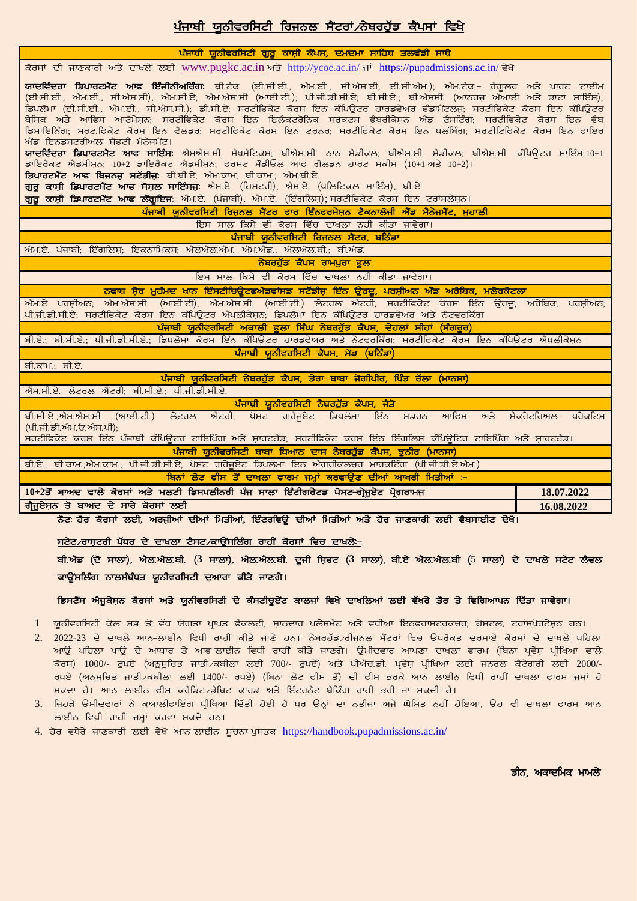# ਪੰਜਾਬੀ ਯੂਨੀਵਰਸਿਟੀ ਰਿਜਨਲ ਸੈਂਟਰਾਂ/ਨੇਬਰਹੁੱਡ ਕੈਂਪਸਾਂ ਵਿਖੇ

**ਪੰਜਾਬੀ ਯੂਨੀਵਰਸਿਟੀ ਗੁਰੂ ਕਾਸ਼ੀ ਕੈਂਪਸ, ਦਮਦਮਾ ਸਾਹਿਬ ਤਲਵੰਡੀ ਸਾਬੋ**

ਕੋਰਸਾਂ ਦੀ ਜਾਣਕਾਰੀ ਅਤੇ ਦਾਖਲੇ ਲਈ www.pugkc.ac.in ਅਤੇ http://ycoe.ac.in/ ਜਾਂ https://pupadmissions.ac.in/ ਵੇਖੋ

**ਯਾਦਵਿੰਦਰਾ ਡਿਪਾਰਟਮੈਂਟ ਆਫ ਇੰਜੀਨੀਅਰਿੰਗ:** ਬੀ.ਟੈਕ. (ਈ.ਸੀ.ਈ., ਐਮ.ਈ., ਸੀ.ਐਸ.ਈ, ਈ.ਸੀ.ਐਮ.); ਐਮ.ਟੈਕ.– ਰੈਗੂਲਰ ਅਤੇ ਪਾਰਟ ਟਾਈਮ (ਈ.ਸੀ.ਈ., ਐਮ.ਈ., ਸੀ.ਐਸ.ਸੀ), ਐਮ.ਸੀ.ਏ; ਐਮ.ਐਸ.ਸੀ (ਆਈ.ਟੀ.); ਪੀ.ਜੀ.ਡੀ.ਸੀ.ਏ; ਬੀ.ਸੀ.ਏ.; ਬੀ.ਐਸਸੀ. (ਆਨਰਜ਼ ਐਆਈ ਅਤੇ ਡਾਟਾ ਸਾਇੰਸ); ਡਿਪਲੋਮਾ (ਈ.ਸੀ.ਈ., ਐਮ.ਈ., ਸੀ.ਐਸ.ਸੀ.); ਡੀ.ਸੀ.ਏ; ਸਰਟੀਫਿਕੇਟ ਕੋਰਸ ਇਨ ਕੰਪਿਊਟਰ ਹਾਰਡਵੇਅਰ ਫੰਡਾਮੈਂਟਲਜ਼; ਸਰਟੀਫਿਕੇਟ ਕੋਰਸ ਇਨ ਕੰਪਿਊਟਰ ਬੇਸਿਕ ਅਤੇ ਆਫਿਸ ਆਟੋਮੇਸ਼ਨ; ਸਰਟੀਫਿਕੇਟ ਕੋਰਸ ਇਨ ਇਲੈਕਟਰੋਨਿਕ ਸਰਕਟਸ ਫੈਬਰੀਕੇਸ਼ਨ ਐਂਡ ਟੈਸਟਿੰਗ; ਸਰਟੀਫਿਕੇਟ ਕੋਰਸ ਇਨ ਵੈਬ ਡਿਸਾਇਨਿੰਗ; ਸਰਟ.ਫਿਕੇਟ ਕੋਰਸ ਇਨ ਵੈਲਡਰ; ਸਰਟੀਫਿਕੇਟ ਕੋਰਸ ਇਨ ਟਰਨਰ; ਸਰਟੀਫਿਕੇਟ ਕੋਰਸ ਇਨ ਪਲੰਬਿੰਗ; ਸਰਟੀਟਿਫਿਕੇਟ ਕੋਰਸ ਇਨ ਫਾਇਰ ਐਂਡ ਇਨਡਸਟਰੀਅਲ ਸੈਫਟੀ ਮੈਨੇਜਮੈਂਟ।

**ਯਾਦਵਿੰਦਰਾ ਡਿਪਾਰਟਮੈਂਟ ਆਫ ਸਾਇੰਸ:** ਐਮਐਸ.ਸੀ. ਮੈਥਮੈਟਿਕਸ; ਬੀਐਸ.ਸੀ. ਨਾਨ ਮੈਡੀਕਲ; ਬੀਐਸ.ਸੀ. ਮੈਡੀਕਲ; ਬੀਐਸ.ਸੀ. ਕੰਪਿਊਟਰ ਸਾਇੰਸ;10+1 ਡਾਇਰੈਕਟ ਐਡਮੀਸ਼ਨ; 10+2 ਡਾਇਰੈਕਟ ਐਡਮੀਸ਼ਨ; ਫਰਸਟ ਮੋਡੀਓਲ ਆਫ ਗੋਲਡਨ ਹਾਰਟ ਸਕੀਮ (10+1 ਅਤੇ 10+2)।

**ਡਿਪਾਰਟਮੈਂਟ ਆਫ ਬਿਜਨਸ ਸਟੱਡੀਜ਼:** ਬੀ.ਬੀ.ਏ; ਐਮ.ਕਾਮ; ਬੀ.ਕਾਮ.; ਐਮ.ਬੀ.ਏ.

**ਗੁਰੂ ਕਾਸ਼ੀ ਡਿਪਾਰਟਮੈਂਟ ਆਫ ਸੋਸ਼ਲ ਸਾਇੰਸਜ਼:** ਐਮ.ਏ. (ਹਿਸਟਰੀ), ਐਮ.ਏ. (ਪੋਲਿਟਿਕਲ ਸਾਇੰਸ), ਬੀ.ਏ.

**ਗੁਰੂ ਕਾਸ਼ੀ ਡਿਪਾਰਟਮੈਂਟ ਆਫ ਲੈਂਗੂਏਜਿਜ:** ਐਮ.ਏ. (ਪੰਜਾਬੀ), ਐਮ.ਏ. (ਇੰਗਲਿਸ਼); ਸਰਟੀਫਿਕੇਟ ਕੋਰਸ ਇਨ ਟਰਾਂਸਲੇਸ਼ਨ।

**ਪੰਜਾਬੀ ਯੂਨੀਵਰਸਿਟੀ ਰਿਜਨਲ ਸੈਂਟਰ ਫਾਰ ਇੰਨਫਰਮੇਸ਼ਨ ਟੈਕਨਾਲੋਜੀ ਐਂਡ ਮੈਨੇਜਮੈਂਟ, ਮੁਹਾਲੀ**

ਇਸ ਸਾਲ ਕਿਸੇ ਵੀ ਕੋਰਸ ਵਿੱਚ ਦਾਖਲਾ ਨਹੀ ਕੀਤਾ ਜਾਵੇਗਾ।

**ਪੰਜਾਬੀ ਯੂਨੀਵਰਸਿਟੀ ਰਿਜਨਲ ਸੈਂਟਰ, ਬਠਿੰਡਾ**

ਐਮ.ਏ. ਪੰਜਾਬੀ; ਇੰਗਲਿਸ਼; ਇਕਨਾਮਿਕਸ; ਐਲਐਲ.ਐਮ. ਐਮ.ਐਡ.; ਐਲਐਲ.ਬੀ.; ਬੀ.ਐਡ.

**ਨੇਬਰਹੁੱਡ ਕੈਂਪਸ ਰਾਮਪੁਰਾ ਫੂਲ**

ਇਸ ਸਾਲ ਕਿਸੇ ਵੀ ਕੋਰਸ ਵਿੱਚ ਦਾਖਲਾ ਨਹੀ ਕੀਤਾ ਜਾਵੇਗਾ।

**ਨਵਾਬ ਸ਼ੇਰ ਮੁਹੰਮਦ ਖਾਨ ਇੰਸਟੀਚਿਊਟਫਐਡਵਾਂਸਡ ਸਟੱਡੀਜ਼ ਇੰਨ ਉਰਦੂ, ਪਰਸ਼ੀਅਨ ਐਂਡ ਅਰੈਬਿਕ, ਮਲੇਰਕੋਟਲਾ**

ਐਮ.ਏ ਪਰਸ਼ੀਅਨ; ਐਮ.ਐਸ.ਸੀ. (ਆਈ.ਟੀ); ਐਮ.ਐਸ.ਸੀ. (ਆਈ.ਟੀ.) ਲੇਟਰਲ ਐਂਟਰੀ; ਸਰਟੀਫਿਕੇਟ ਕੋਰਸ ਇੰਨ ਉਰਦੂ; ਅਰੇਬਿਕ; ਪਰਸ਼ੀਅਨ; ਪੀ.ਜੀ.ਡੀ.ਸੀ.ਏ; ਸਰਟੀਫਿਕੇਟ ਕੋਰਸ ਇਨ ਕੰਪਿਊਟਰ ਐਪਲੀਕੇਸ਼ਨ; ਡਿਪਲੋਮਾ ਇਨ ਕੰਪਿਊਟਰ ਹਾਰਡਵੇਅਰ ਅਤੇ ਨੇਟਵਰਕਿੰਗ

**ਪੰਜਾਬੀ ਯੂਨੀਵਰਸਿਟੀ ਅਕਾਲੀ ਫੂਲਾ ਸਿੰਘ ਨੇਬਰਹੁੱਡ ਕੈਂਪਸ, ਦੇਹਲਾਂ ਸੀਹਾਂ (ਸੰਗਰੂਰ)**

ਬੀ.ਏ.; ਬੀ.ਸੀ.ਏ.; ਪੀ.ਜੀ.ਡੀ.ਸੀ.ਏ.; ਡਿਪਲੋਮਾ ਕੋਰਸ ਇੰਨ ਕੰਪਿਊਟਰ ਹਾਰਡਵੇਅਰ ਅਤੇ ਨੇਟਵਰਕਿੰਗ; ਸਰਟੀਫਿਕੇਟ ਕੋਰਸ ਇਨ ਕੰਪਿਊਟਰ ਐਪਲੀਕੇਸ਼ਨ

**ਪੰਜਾਬੀ ਯੂਨੀਵਰਸਿਟੀ ਕੈਂਪਸ, ਮੌੜ (ਬਠਿੰਡਾ)**

ਬੀ.ਕਾਮ.; ਬੀ.ਏ.

**ਪੰਜਾਬੀ ਯੂਨੀਵਰਸਿਟੀ ਨੇਬਰਹੁੱਡ ਕੈਂਪਸ, ਡੇਰਾ ਬਾਬਾ ਜੋਗੀਪੀਰ, ਪਿੰਡ ਰੱਲਾ (ਮਾਨਸਾ)**

ਐਮ.ਸੀ.ਏ. ਲੇਟਰਲ ਐਂਟਰੀ; ਬੀ.ਸੀ.ਏ.; ਪੀ.ਜੀ.ਡੀ.ਸੀ.ਏ.

**ਪੰਜਾਬੀ ਯੂਨੀਵਰਸਿਟੀ ਨੇਬਰਹੁੱਡ ਕੈਂਪਸ, ਜੈਤੋ**

ਬੀ.ਸੀ.ਏ.;ਐਮ.ਐਸ.ਸੀ (ਆਈ.ਟੀ.) ਲੇਟਰਲ ਐਂਟਰੀ; ਪੋਸਟ ਗਰੈਜੂਏਟ ਡਿਪਲੋਮਾ ਇੰਨ ਮੋਡਰਨ ਆਫਿਸ ਅਤੇ ਸੈਕਰੇਟਰਿਅਲ ਪਰੇਕਟਿਸ (ਪੀ.ਜੀ.ਡੀ.ਐਮ.ਓ.ਐਸ.ਪੀ);

ਸਰਟੀਫਿਕੇਟ ਕੋਰਸ ਇੰਨ ਪੰਜਾਬੀ ਕੰਪਿਊਟਰ ਟਾਇਪਿੰਗ ਅਤੇ ਸ਼ਾਰਟਹੈਂਡ; ਸਰਟੀਫਿਕੇਟ ਕੋਰਸ ਇੰਨ ਇੰਗਲਿਸ਼ ਕੰਪਿਊਟਿਰ ਟਾਇਪਿੰਗ ਅਤੇ ਸ਼ਾਰਟਹੈਂਡ।

**ਪੰਜਾਬੀ ਯੂਨੀਵਰਸਿਟੀ ਬਾਬਾ ਧਿਆਨ ਦਾਸ ਨੇਬਰਹੁੱਡ ਕੈਂਪਸ, ਝੁਨੀਰ (ਮਾਨਸਾ)**

ਬੀ.ਏ.; ਬੀ.ਕਾਮ.;ਐਮ.ਕਾਮ.; ਪੀ.ਜੀ.ਡੀ.ਸੀ.ਏ; ਪੋਸਟ ਗਰੈਜੂਏਟ ਡਿਪਲੋਮਾ ਇਨ ਐਗਰੀਕਲਚਰ ਮਾਰਕਟਿੰਗ (ਪੀ.ਜੀ.ਡੀ.ਏ.ਐਮ.)

**ਬਿਨਾਂ ਲੇਟ ਫੀਸ ਤੋਂ ਦਾਖਲਾ ਫਾਰਮ ਜਮ੍ਹਾਂ ਕਰਵਾਉਣ ਦੀਆਂ ਆਖਰੀ ਮਿਤੀਆਂ :–**

| | |
|---|---|
| **10+2ਤੋਂ ਬਾਅਦ ਵਾਲੇ ਕੋਰਸਾਂ ਅਤੇ ਮਲਟੀ ਡਿਸਪਲੀਨਰੀ ਪੰਜ ਸਾਲਾ ਇੰਟੀਗਰੇਟਡ ਪੋਸਟ-ਗ੍ਰੈਜੂਏਟ ਪ੍ਰੋਗਰਾਮਜ਼** | **18.07.2022** |
| **ਗ੍ਰੈਜੂਏਸ਼ਨ ਤੋ ਬਾਅਦ ਦੇ ਸਾਰੇ ਕੋਰਸਾਂ ਲਈ** | **16.08.2022** |

**ਨੋਟ: ਹੋਰ ਕੋਰਸਾਂ ਲਈ, ਅਰਜ਼ੀਆਂ ਦੀਆਂ ਮਿਤੀਆਂ, ਇੰਟਰਵਿਊ ਦੀਆਂ ਮਿਤੀਆਂ ਅਤੇ ਹੋਰ ਜਾਣਕਾਰੀ ਲਈ ਵੈਬਸਾਈਟ ਦੇਖੋ।**

**ਸਟੇਟ/ਰਾਸ਼ਟਰੀ ਪੱਧਰ ਦੇ ਦਾਖਲਾ ਟੈਸਟ/ਕਾਊਂਸਲਿੰਗ ਰਾਹੀਂ ਕੋਰਸਾਂ ਵਿਚ ਦਾਖਲੇ:–**

**ਬੀ.ਐਡ (ਦੋ ਸਾਲਾ), ਐਲ.ਐਲ.ਬੀ. (3 ਸਾਲਾ), ਐਲ.ਐਲ.ਬੀ. ਦੂਜੀ ਸ਼ਿਫਟ (3 ਸਾਲਾ), ਬੀ.ਏ ਐਲ.ਐਲ.ਬੀ (5 ਸਾਲਾ) ਦੇ ਦਾਖਲੇ ਸਟੇਟ ਲੈਵਲ ਕਾਊਂਸਲਿੰਗ ਨਾਲਸੰਬੰਧਤ ਯੂਨੀਵਰਸਿਟੀ ਦੁਆਰਾ ਕੀਤੇ ਜਾਣਗੇ।**

**ਡਿਸਟੈਂਸ ਐਜੂਕੇਸ਼ਨ ਕੋਰਸਾਂ ਅਤੇ ਯੂਨੀਵਰਸਿਟੀ ਦੇ ਕੌਂਸਟੀਚੂਏਟ ਕਾਲਜਾਂ ਵਿਖੇ ਦਾਖਲਿਆਂ ਲਈ ਵੱਖਰੇ ਤੌਰ ਤੇ ਵਿਗਿਆਪਨ ਦਿੱਤਾ ਜਾਵੇਗਾ।**

1. ਯੂਨੀਵਰਸਿਟੀ ਕੋਲ ਸਭ ਤੋਂ ਵੱਧ ਯੋਗਤਾ ਪ੍ਰਾਪਤ ਫੈਕਲਟੀ, ਸ਼ਾਨਦਾਰ ਪਲੇਸਮੈਂਟ ਅਤੇ ਵਧੀਆ ਇਨਫਰਾਸਟਰਕਚਰ; ਹੋਸਟਲ, ਟਰਾਂਸਪੋਰਟੇਸ਼ਨ ਹਨ।
2. 2022-23 ਦੇ ਦਾਖਲੇ ਆਨ-ਲਾਈਨ ਵਿਧੀ ਰਾਹੀਂ ਕੀਤੇ ਜਾਣੇ ਹਨ। ਨੇਬਰਹੁੱਡ/ਰੀਜਨਲ ਸੈਂਟਰਾਂ ਵਿਚ ਉਪਰੋਕਤ ਦਰਸਾਏ ਕੋਰਸਾਂ ਦੇ ਦਾਖਲੇ ਪਹਿਲਾ ਆਉ ਪਹਿਲਾ ਪਾਉ ਦੇ ਆਧਾਰ ਤੇ ਆਫ-ਲਾਈਨ ਵਿਧੀ ਰਾਹੀਂ ਕੀਤੇ ਜਾਣਗੇ। ਉਮੀਦਵਾਰ ਆਪਣਾ ਦਾਖਲਾ ਫਾਰਮ (ਬਿਨਾ ਪ੍ਰਵੇਸ਼ ਪ੍ਰੀਖਿਆ ਵਾਲੇ ਕੋਰਸ) 1000/- ਰੁਪਏ (ਅਨੁਸੂਚਿਤ ਜਾਤੀ/ਕਬੀਲਾ ਲਈ 700/- ਰੁਪਏ) ਅਤੇ ਪੀਐਚ.ਡੀ. ਪ੍ਰਵੇਸ਼ ਪ੍ਰੀਖਿਆ ਲਈ ਜਨਰਲ ਕੈਟੇਗਰੀ ਲਈ 2000/- ਰੁਪਏ (ਅਨੁਸੂਚਿਤ ਜਾਤੀ/ਕਬੀਲਾ ਲਈ 1400/- ਰੁਪਏ) (ਬਿਨਾ ਲੇਟ ਫੀਸ ਤੋਂ) ਦੀ ਫੀਸ ਭਰਕੇ ਆਨ ਲਾਈਨ ਵਿਧੀ ਰਾਹੀਂ ਦਾਖਲਾ ਫਾਰਮ ਜਮਾਂ ਹੋ ਸਕਦਾ ਹੈ। ਆਨ ਲਾਈਨ ਫੀਸ ਕਰੈਡਿਟ/ਡੈਬਿਟ ਕਾਰਡ ਅਤੇ ਇੰਟਰਨੈਟ ਬੈਕਿੰਗ ਰਾਹੀਂ ਭਰੀ ਜਾ ਸਕਦੀ ਹੈ।
3. ਜਿਹੜੇ ਉਮੀਦਵਾਰਾਂ ਨੇ ਕੁਆਲੀਫਾਇੰਗ ਪ੍ਰੀਖਿਆ ਦਿੱਤੀ ਹੋਈ ਹੈ ਪਰ ਉਨ੍ਹਾਂ ਦਾ ਨਤੀਜਾ ਅਜੇ ਘੋਸ਼ਿਤ ਨਹੀਂ ਹੋਇਆ, ਉਹ ਵੀ ਦਾਖਲਾ ਫਾਰਮ ਆਨ ਲਾਈਨ ਵਿਧੀ ਰਾਹੀਂ ਜਮ੍ਹਾਂ ਕਰਵਾ ਸਕਦੇ ਹਨ।
4. ਹੋਰ ਵਧੇਰੇ ਜਾਣਕਾਰੀ ਲਈ ਵੇਖੋ ਆਨ-ਲਾਈਨ ਸੂਚਨਾ-ਪੁਸਤਕ https://handbook.pupadmissions.ac.in/

**ਡੀਨ, ਅਕਾਦਮਿਕ ਮਾਮਲੇ**